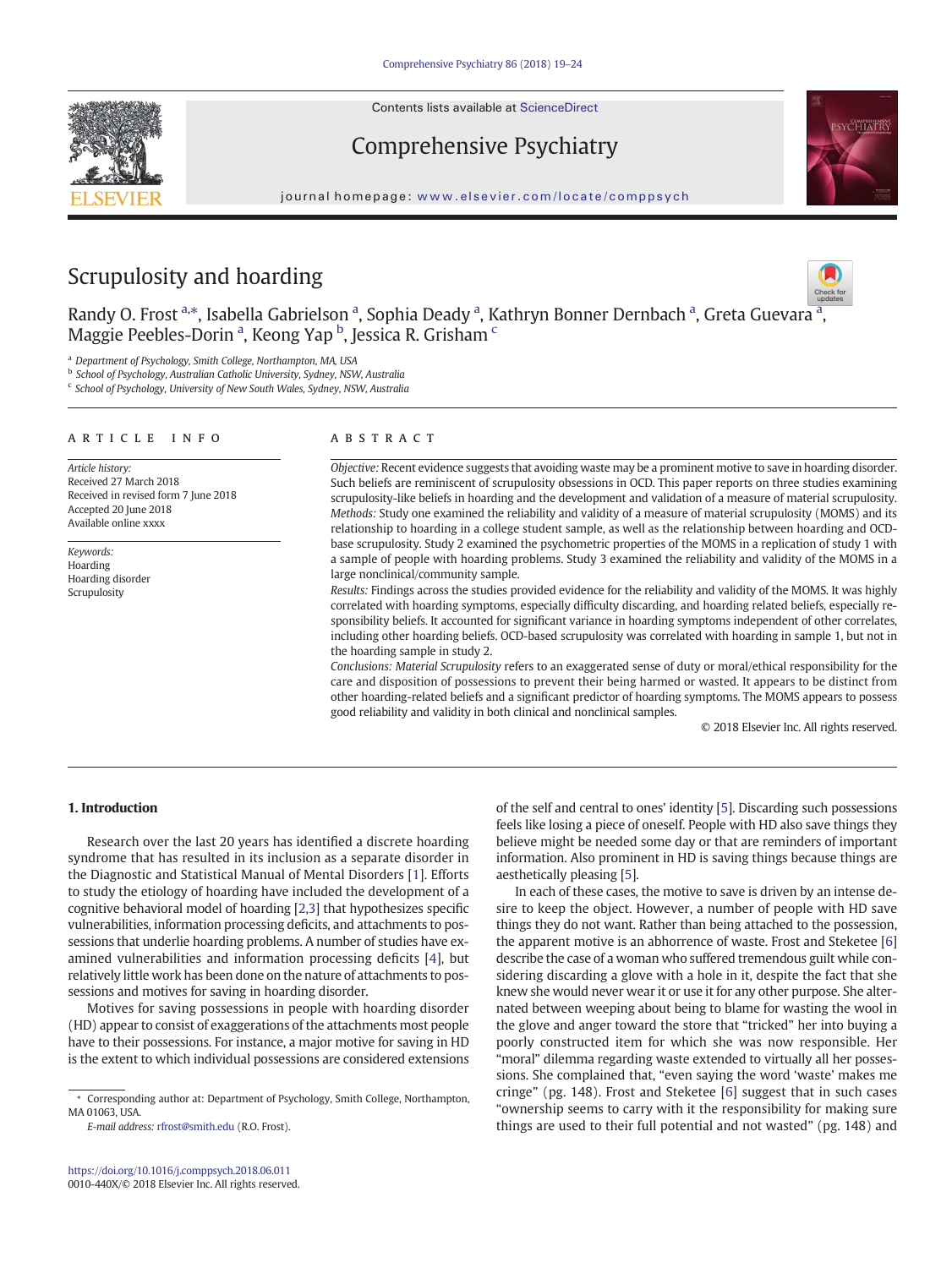# Scrupulosity and hoarding

Randy O. Frost [a,*], Isabella Gabrielson [a], Sophia Deady [a], Kathryn Bonner Dernbach [a], Greta Guevara [a], Maggie Peebles-Dorin [a], Keong Yap [b], Jessica R. Grisham [c]

[a] Department of Psychology, Smith College, Northampton, MA, USA
[b] School of Psychology, Australian Catholic University, Sydney, NSW, Australia
[c] School of Psychology, University of New South Wales, Sydney, NSW, Australia

## ARTICLE INFO

*Article history:*
Received 27 March 2018
Received in revised form 7 June 2018
Accepted 20 June 2018
Available online xxxx

*Keywords:*
Hoarding
Hoarding disorder
Scrupulosity

## ABSTRACT

*Objective:* Recent evidence suggests that avoiding waste may be a prominent motive to save in hoarding disorder. Such beliefs are reminiscent of scrupulosity obsessions in OCD. This paper reports on three studies examining scrupulosity-like beliefs in hoarding and the development and validation of a measure of material scrupulosity.

*Methods:* Study one examined the reliability and validity of a measure of material scrupulosity (MOMS) and its relationship to hoarding in a college student sample, as well as the relationship between hoarding and OCD-base scrupulosity. Study 2 examined the psychometric properties of the MOMS in a replication of study 1 with a sample of people with hoarding problems. Study 3 examined the reliability and validity of the MOMS in a large nonclinical/community sample.

*Results:* Findings across the studies provided evidence for the reliability and validity of the MOMS. It was highly correlated with hoarding symptoms, especially difficulty discarding, and hoarding related beliefs, especially responsibility beliefs. It accounted for significant variance in hoarding symptoms independent of other correlates, including other hoarding beliefs. OCD-based scrupulosity was correlated with hoarding in sample 1, but not in the hoarding sample in study 2.

*Conclusions: Material Scrupulosity* refers to an exaggerated sense of duty or moral/ethical responsibility for the care and disposition of possessions to prevent their being harmed or wasted. It appears to be distinct from other hoarding-related beliefs and a significant predictor of hoarding symptoms. The MOMS appears to possess good reliability and validity in both clinical and nonclinical samples.

© 2018 Elsevier Inc. All rights reserved.

## 1. Introduction

Research over the last 20 years has identified a discrete hoarding syndrome that has resulted in its inclusion as a separate disorder in the Diagnostic and Statistical Manual of Mental Disorders [1]. Efforts to study the etiology of hoarding have included the development of a cognitive behavioral model of hoarding [2,3] that hypothesizes specific vulnerabilities, information processing deficits, and attachments to possessions that underlie hoarding problems. A number of studies have examined vulnerabilities and information processing deficits [4], but relatively little work has been done on the nature of attachments to possessions and motives for saving in hoarding disorder.

Motives for saving possessions in people with hoarding disorder (HD) appear to consist of exaggerations of the attachments most people have to their possessions. For instance, a major motive for saving in HD is the extent to which individual possessions are considered extensions of the self and central to ones' identity [5]. Discarding such possessions feels like losing a piece of oneself. People with HD also save things they believe might be needed some day or that are reminders of important information. Also prominent in HD is saving things because things are aesthetically pleasing [5].

In each of these cases, the motive to save is driven by an intense desire to keep the object. However, a number of people with HD save things they do not want. Rather than being attached to the possession, the apparent motive is an abhorrence of waste. Frost and Steketee [6] describe the case of a woman who suffered tremendous guilt while considering discarding a glove with a hole in it, despite the fact that she knew she would never wear it or use it for any other purpose. She alternated between weeping about being to blame for wasting the wool in the glove and anger toward the store that "tricked" her into buying a poorly constructed item for which she was now responsible. Her "moral" dilemma regarding waste extended to virtually all her possessions. She complained that, "even saying the word 'waste' makes me cringe" (pg. 148). Frost and Steketee [6] suggest that in such cases "ownership seems to carry with it the responsibility for making sure things are used to their full potential and not wasted" (pg. 148) and

* Corresponding author at: Department of Psychology, Smith College, Northampton, MA 01063, USA.
*E-mail address:* rfrost@smith.edu (R.O. Frost).

https://doi.org/10.1016/j.comppsych.2018.06.011
0010-440X/© 2018 Elsevier Inc. All rights reserved.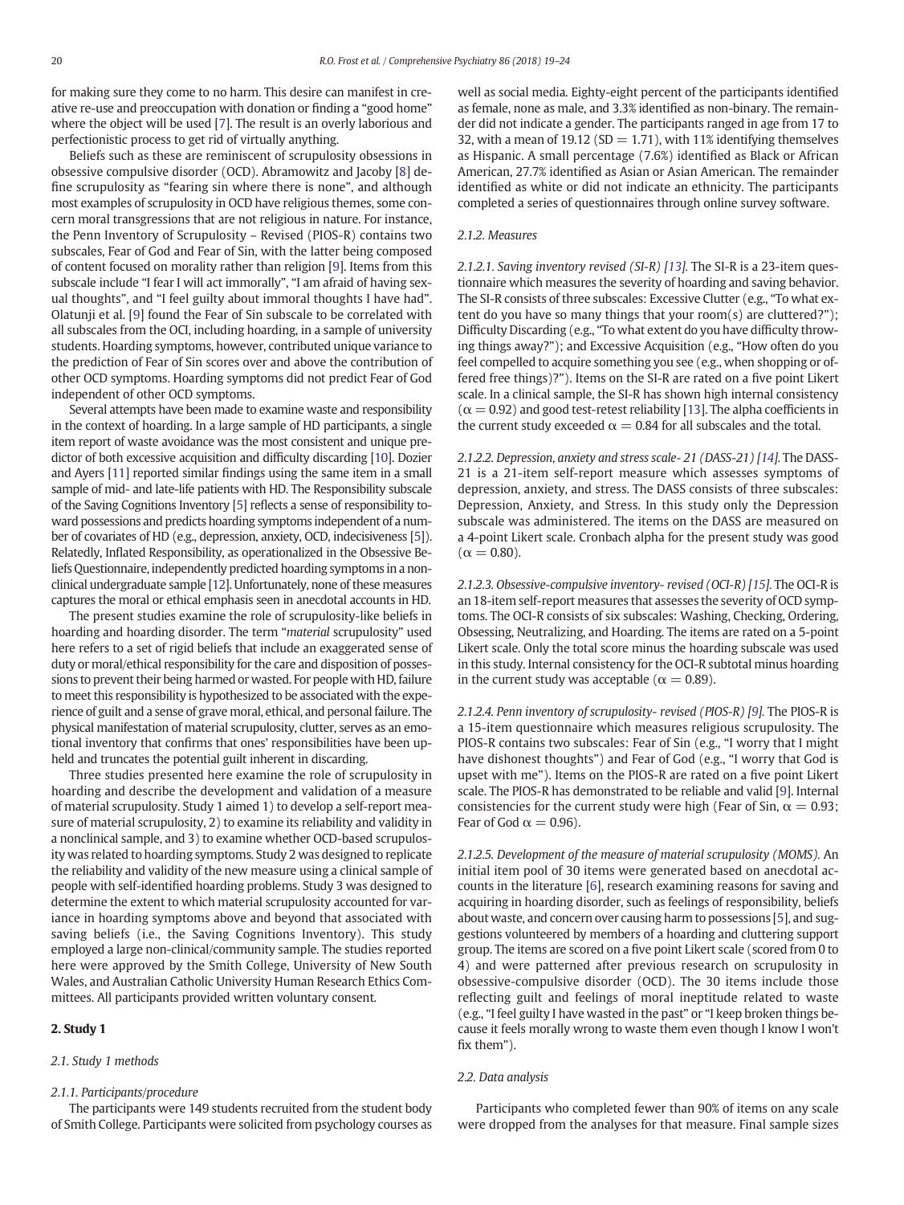for making sure they come to no harm. This desire can manifest in creative re-use and preoccupation with donation or finding a "good home" where the object will be used [7]. The result is an overly laborious and perfectionistic process to get rid of virtually anything.

Beliefs such as these are reminiscent of scrupulosity obsessions in obsessive compulsive disorder (OCD). Abramowitz and Jacoby [8] define scrupulosity as "fearing sin where there is none", and although most examples of scrupulosity in OCD have religious themes, some concern moral transgressions that are not religious in nature. For instance, the Penn Inventory of Scrupulosity – Revised (PIOS-R) contains two subscales, Fear of God and Fear of Sin, with the latter being composed of content focused on morality rather than religion [9]. Items from this subscale include "I fear I will act immorally", "I am afraid of having sexual thoughts", and "I feel guilty about immoral thoughts I have had". Olatunji et al. [9] found the Fear of Sin subscale to be correlated with all subscales from the OCI, including hoarding, in a sample of university students. Hoarding symptoms, however, contributed unique variance to the prediction of Fear of Sin scores over and above the contribution of other OCD symptoms. Hoarding symptoms did not predict Fear of God independent of other OCD symptoms.

Several attempts have been made to examine waste and responsibility in the context of hoarding. In a large sample of HD participants, a single item report of waste avoidance was the most consistent and unique predictor of both excessive acquisition and difficulty discarding [10]. Dozier and Ayers [11] reported similar findings using the same item in a small sample of mid- and late-life patients with HD. The Responsibility subscale of the Saving Cognitions Inventory [5] reflects a sense of responsibility toward possessions and predicts hoarding symptoms independent of a number of covariates of HD (e.g., depression, anxiety, OCD, indecisiveness [5]). Relatedly, Inflated Responsibility, as operationalized in the Obsessive Beliefs Questionnaire, independently predicted hoarding symptoms in a nonclinical undergraduate sample [12]. Unfortunately, none of these measures captures the moral or ethical emphasis seen in anecdotal accounts in HD.

The present studies examine the role of scrupulosity-like beliefs in hoarding and hoarding disorder. The term "*material* scrupulosity" used here refers to a set of rigid beliefs that include an exaggerated sense of duty or moral/ethical responsibility for the care and disposition of possessions to prevent their being harmed or wasted. For people with HD, failure to meet this responsibility is hypothesized to be associated with the experience of guilt and a sense of grave moral, ethical, and personal failure. The physical manifestation of material scrupulosity, clutter, serves as an emotional inventory that confirms that ones' responsibilities have been upheld and truncates the potential guilt inherent in discarding.

Three studies presented here examine the role of scrupulosity in hoarding and describe the development and validation of a measure of material scrupulosity. Study 1 aimed 1) to develop a self-report measure of material scrupulosity, 2) to examine its reliability and validity in a nonclinical sample, and 3) to examine whether OCD-based scrupulosity was related to hoarding symptoms. Study 2 was designed to replicate the reliability and validity of the new measure using a clinical sample of people with self-identified hoarding problems. Study 3 was designed to determine the extent to which material scrupulosity accounted for variance in hoarding symptoms above and beyond that associated with saving beliefs (i.e., the Saving Cognitions Inventory). This study employed a large non-clinical/community sample. The studies reported here were approved by the Smith College, University of New South Wales, and Australian Catholic University Human Research Ethics Committees. All participants provided written voluntary consent.

## 2. Study 1

### 2.1. Study 1 methods

#### 2.1.1. Participants/procedure

The participants were 149 students recruited from the student body of Smith College. Participants were solicited from psychology courses as well as social media. Eighty-eight percent of the participants identified as female, none as male, and 3.3% identified as non-binary. The remainder did not indicate a gender. The participants ranged in age from 17 to 32, with a mean of 19.12 (SD = 1.71), with 11% identifying themselves as Hispanic. A small percentage (7.6%) identified as Black or African American, 27.7% identified as Asian or Asian American. The remainder identified as white or did not indicate an ethnicity. The participants completed a series of questionnaires through online survey software.

#### 2.1.2. Measures

*2.1.2.1. Saving inventory revised (SI-R) [13].* The SI-R is a 23-item questionnaire which measures the severity of hoarding and saving behavior. The SI-R consists of three subscales: Excessive Clutter (e.g., "To what extent do you have so many things that your room(s) are cluttered?"); Difficulty Discarding (e.g., "To what extent do you have difficulty throwing things away?"); and Excessive Acquisition (e.g., "How often do you feel compelled to acquire something you see (e.g., when shopping or offered free things)?"). Items on the SI-R are rated on a five point Likert scale. In a clinical sample, the SI-R has shown high internal consistency ($\alpha = 0.92$) and good test-retest reliability [13]. The alpha coefficients in the current study exceeded $\alpha = 0.84$ for all subscales and the total.

*2.1.2.2. Depression, anxiety and stress scale- 21 (DASS-21) [14].* The DASS-21 is a 21-item self-report measure which assesses symptoms of depression, anxiety, and stress. The DASS consists of three subscales: Depression, Anxiety, and Stress. In this study only the Depression subscale was administered. The items on the DASS are measured on a 4-point Likert scale. Cronbach alpha for the present study was good ($\alpha = 0.80$).

*2.1.2.3. Obsessive-compulsive inventory- revised (OCI-R) [15].* The OCI-R is an 18-item self-report measures that assesses the severity of OCD symptoms. The OCI-R consists of six subscales: Washing, Checking, Ordering, Obsessing, Neutralizing, and Hoarding. The items are rated on a 5-point Likert scale. Only the total score minus the hoarding subscale was used in this study. Internal consistency for the OCI-R subtotal minus hoarding in the current study was acceptable ($\alpha = 0.89$).

*2.1.2.4. Penn inventory of scrupulosity- revised (PIOS-R) [9].* The PIOS-R is a 15-item questionnaire which measures religious scrupulosity. The PIOS-R contains two subscales: Fear of Sin (e.g., "I worry that I might have dishonest thoughts") and Fear of God (e.g., "I worry that God is upset with me"). Items on the PIOS-R are rated on a five point Likert scale. The PIOS-R has demonstrated to be reliable and valid [9]. Internal consistencies for the current study were high (Fear of Sin, $\alpha = 0.93$; Fear of God $\alpha = 0.96$).

*2.1.2.5. Development of the measure of material scrupulosity (MOMS).* An initial item pool of 30 items were generated based on anecdotal accounts in the literature [6], research examining reasons for saving and acquiring in hoarding disorder, such as feelings of responsibility, beliefs about waste, and concern over causing harm to possessions [5], and suggestions volunteered by members of a hoarding and cluttering support group. The items are scored on a five point Likert scale (scored from 0 to 4) and were patterned after previous research on scrupulosity in obsessive-compulsive disorder (OCD). The 30 items include those reflecting guilt and feelings of moral ineptitude related to waste (e.g., "I feel guilty I have wasted in the past" or "I keep broken things because it feels morally wrong to waste them even though I know I won't fix them").

### 2.2. Data analysis

Participants who completed fewer than 90% of items on any scale were dropped from the analyses for that measure. Final sample sizes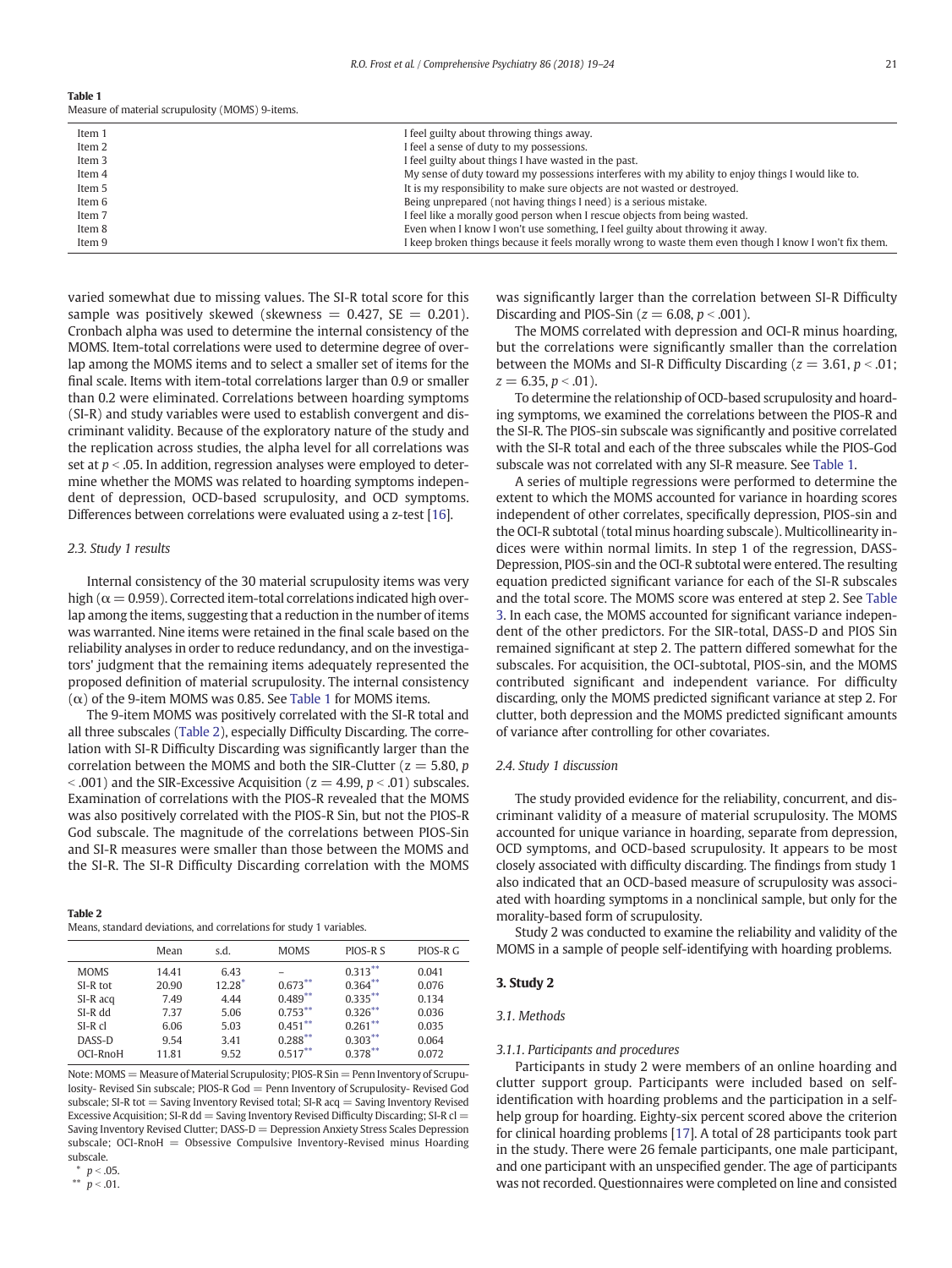**Table 1**
Measure of material scrupulosity (MOMS) 9-items.

| | |
|---|---|
| Item 1 | I feel guilty about throwing things away. |
| Item 2 | I feel a sense of duty to my possessions. |
| Item 3 | I feel guilty about things I have wasted in the past. |
| Item 4 | My sense of duty toward my possessions interferes with my ability to enjoy things I would like to. |
| Item 5 | It is my responsibility to make sure objects are not wasted or destroyed. |
| Item 6 | Being unprepared (not having things I need) is a serious mistake. |
| Item 7 | I feel like a morally good person when I rescue objects from being wasted. |
| Item 8 | Even when I know I won't use something, I feel guilty about throwing it away. |
| Item 9 | I keep broken things because it feels morally wrong to waste them even though I know I won't fix them. |

varied somewhat due to missing values. The SI-R total score for this sample was positively skewed (skewness = 0.427, SE = 0.201). Cronbach alpha was used to determine the internal consistency of the MOMS. Item-total correlations were used to determine degree of overlap among the MOMS items and to select a smaller set of items for the final scale. Items with item-total correlations larger than 0.9 or smaller than 0.2 were eliminated. Correlations between hoarding symptoms (SI-R) and study variables were used to establish convergent and discriminant validity. Because of the exploratory nature of the study and the replication across studies, the alpha level for all correlations was set at $p < .05$. In addition, regression analyses were employed to determine whether the MOMS was related to hoarding symptoms independent of depression, OCD-based scrupulosity, and OCD symptoms. Differences between correlations were evaluated using a z-test [16].

### 2.3. Study 1 results

Internal consistency of the 30 material scrupulosity items was very high ($\alpha = 0.959$). Corrected item-total correlations indicated high overlap among the items, suggesting that a reduction in the number of items was warranted. Nine items were retained in the final scale based on the reliability analyses in order to reduce redundancy, and on the investigators' judgment that the remaining items adequately represented the proposed definition of material scrupulosity. The internal consistency ($\alpha$) of the 9-item MOMS was 0.85. See Table 1 for MOMS items.

The 9-item MOMS was positively correlated with the SI-R total and all three subscales (Table 2), especially Difficulty Discarding. The correlation with SI-R Difficulty Discarding was significantly larger than the correlation between the MOMS and both the SIR-Clutter ($z = 5.80$, $p < .001$) and the SIR-Excessive Acquisition ($z = 4.99$, $p < .01$) subscales. Examination of correlations with the PIOS-R revealed that the MOMS was also positively correlated with the PIOS-R Sin, but not the PIOS-R God subscale. The magnitude of the correlations between PIOS-Sin and SI-R measures were smaller than those between the MOMS and the SI-R. The SI-R Difficulty Discarding correlation with the MOMS was significantly larger than the correlation between SI-R Difficulty Discarding and PIOS-Sin ($z = 6.08$, $p < .001$).

The MOMS correlated with depression and OCI-R minus hoarding, but the correlations were significantly smaller than the correlation between the MOMs and SI-R Difficulty Discarding ($z = 3.61$, $p < .01$; $z = 6.35$, $p < .01$).

To determine the relationship of OCD-based scrupulosity and hoarding symptoms, we examined the correlations between the PIOS-R and the SI-R. The PIOS-sin subscale was significantly and positive correlated with the SI-R total and each of the three subscales while the PIOS-God subscale was not correlated with any SI-R measure. See Table 1.

A series of multiple regressions were performed to determine the extent to which the MOMS accounted for variance in hoarding scores independent of other correlates, specifically depression, PIOS-sin and the OCI-R subtotal (total minus hoarding subscale). Multicollinearity indices were within normal limits. In step 1 of the regression, DASS-Depression, PIOS-sin and the OCI-R subtotal were entered. The resulting equation predicted significant variance for each of the SI-R subscales and the total score. The MOMS score was entered at step 2. See Table 3. In each case, the MOMS accounted for significant variance independent of the other predictors. For the SIR-total, DASS-D and PIOS Sin remained significant at step 2. The pattern differed somewhat for the subscales. For acquisition, the OCI-subtotal, PIOS-sin, and the MOMS contributed significant and independent variance. For difficulty discarding, only the MOMS predicted significant variance at step 2. For clutter, both depression and the MOMS predicted significant amounts of variance after controlling for other covariates.

**Table 2**
Means, standard deviations, and correlations for study 1 variables.

| | Mean | s.d. | MOMS | PIOS-R S | PIOS-R G |
|---|---|---|---|---|---|
| MOMS | 14.41 | 6.43 | – | 0.313** | 0.041 |
| SI-R tot | 20.90 | 12.28* | 0.673** | 0.364** | 0.076 |
| SI-R acq | 7.49 | 4.44 | 0.489** | 0.335** | 0.134 |
| SI-R dd | 7.37 | 5.06 | 0.753** | 0.326** | 0.036 |
| SI-R cl | 6.06 | 5.03 | 0.451** | 0.261** | 0.035 |
| DASS-D | 9.54 | 3.41 | 0.288** | 0.303** | 0.064 |
| OCI-RnoH | 11.81 | 9.52 | 0.517** | 0.378** | 0.072 |

Note: MOMS = Measure of Material Scrupulosity; PIOS-R Sin = Penn Inventory of Scrupulosity- Revised Sin subscale; PIOS-R God = Penn Inventory of Scrupulosity- Revised God subscale; SI-R tot = Saving Inventory Revised total; SI-R acq = Saving Inventory Revised Excessive Acquisition; SI-R dd = Saving Inventory Revised Difficulty Discarding; SI-R cl = Saving Inventory Revised Clutter; DASS-D = Depression Anxiety Stress Scales Depression subscale; OCI-RnoH = Obsessive Compulsive Inventory-Revised minus Hoarding subscale.
* $p < .05$.
** $p < .01$.

### 2.4. Study 1 discussion

The study provided evidence for the reliability, concurrent, and discriminant validity of a measure of material scrupulosity. The MOMS accounted for unique variance in hoarding, separate from depression, OCD symptoms, and OCD-based scrupulosity. It appears to be most closely associated with difficulty discarding. The findings from study 1 also indicated that an OCD-based measure of scrupulosity was associated with hoarding symptoms in a nonclinical sample, but only for the morality-based form of scrupulosity.

Study 2 was conducted to examine the reliability and validity of the MOMS in a sample of people self-identifying with hoarding problems.

## 3. Study 2

### 3.1. Methods

#### 3.1.1. Participants and procedures

Participants in study 2 were members of an online hoarding and clutter support group. Participants were included based on self-identification with hoarding problems and the participation in a self-help group for hoarding. Eighty-six percent scored above the criterion for clinical hoarding problems [17]. A total of 28 participants took part in the study. There were 26 female participants, one male participant, and one participant with an unspecified gender. The age of participants was not recorded. Questionnaires were completed on line and consisted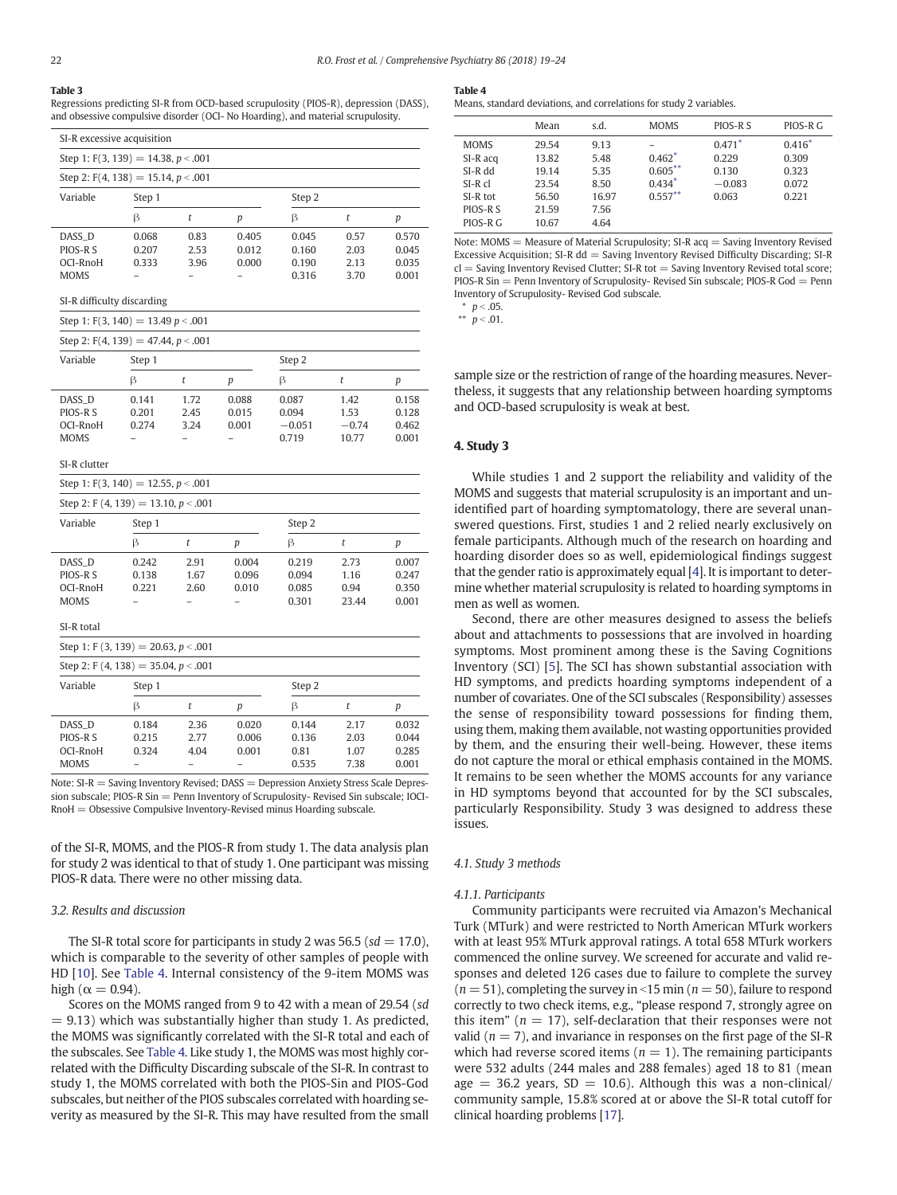**Table 3**

Regressions predicting SI-R from OCD-based scrupulosity (PIOS-R), depression (DASS), and obsessive compulsive disorder (OCI- No Hoarding), and material scrupulosity.

| SI-R excessive acquisition | | | | | | |
|---|---|---|---|---|---|---|
| Step 1: $F(3, 139) = 14.38$, $p < .001$ | | | | | | |
| Step 2: $F(4, 138) = 15.14$, $p < .001$ | | | | | | |
| Variable | Step 1 | | | Step 2 | | |
| | β | $t$ | $p$ | β | $t$ | $p$ |
| DASS_D | 0.068 | 0.83 | 0.405 | 0.045 | 0.57 | 0.570 |
| PIOS-R S | 0.207 | 2.53 | 0.012 | 0.160 | 2.03 | 0.045 |
| OCI-RnoH | 0.333 | 3.96 | 0.000 | 0.190 | 2.13 | 0.035 |
| MOMS | – | – | – | 0.316 | 3.70 | 0.001 |
| **SI-R difficulty discarding** | | | | | | |
| Step 1: $F(3, 140) = 13.49$ $p < .001$ | | | | | | |
| Step 2: $F(4, 139) = 47.44$, $p < .001$ | | | | | | |
| Variable | Step 1 | | | Step 2 | | |
| | β | $t$ | $p$ | β | $t$ | $p$ |
| DASS_D | 0.141 | 1.72 | 0.088 | 0.087 | 1.42 | 0.158 |
| PIOS-R S | 0.201 | 2.45 | 0.015 | 0.094 | 1.53 | 0.128 |
| OCI-RnoH | 0.274 | 3.24 | 0.001 | −0.051 | −0.74 | 0.462 |
| MOMS | – | – | – | 0.719 | 10.77 | 0.001 |
| **SI-R clutter** | | | | | | |
| Step 1: $F(3, 140) = 12.55$, $p < .001$ | | | | | | |
| Step 2: $F(4, 139) = 13.10$, $p < .001$ | | | | | | |
| Variable | Step 1 | | | Step 2 | | |
| | β | $t$ | $p$ | β | $t$ | $p$ |
| DASS_D | 0.242 | 2.91 | 0.004 | 0.219 | 2.73 | 0.007 |
| PIOS-R S | 0.138 | 1.67 | 0.096 | 0.094 | 1.16 | 0.247 |
| OCI-RnoH | 0.221 | 2.60 | 0.010 | 0.085 | 0.94 | 0.350 |
| MOMS | – | – | – | 0.301 | 23.44 | 0.001 |
| **SI-R total** | | | | | | |
| Step 1: $F(3, 139) = 20.63$, $p < .001$ | | | | | | |
| Step 2: $F(4, 138) = 35.04$, $p < .001$ | | | | | | |
| Variable | Step 1 | | | Step 2 | | |
| | β | $t$ | $p$ | β | $t$ | $p$ |
| DASS_D | 0.184 | 2.36 | 0.020 | 0.144 | 2.17 | 0.032 |
| PIOS-R S | 0.215 | 2.77 | 0.006 | 0.136 | 2.03 | 0.044 |
| OCI-RnoH | 0.324 | 4.04 | 0.001 | 0.81 | 1.07 | 0.285 |
| MOMS | – | – | – | 0.535 | 7.38 | 0.001 |

Note: SI-R = Saving Inventory Revised; DASS = Depression Anxiety Stress Scale Depression subscale; PIOS-R Sin = Penn Inventory of Scrupulosity- Revised Sin subscale; IOCI-RnoH = Obsessive Compulsive Inventory-Revised minus Hoarding subscale.

of the SI-R, MOMS, and the PIOS-R from study 1. The data analysis plan for study 2 was identical to that of study 1. One participant was missing PIOS-R data. There were no other missing data.

### 3.2. Results and discussion

The SI-R total score for participants in study 2 was 56.5 ($sd = 17.0$), which is comparable to the severity of other samples of people with HD [10]. See Table 4. Internal consistency of the 9-item MOMS was high ($\alpha = 0.94$).

Scores on the MOMS ranged from 9 to 42 with a mean of 29.54 ($sd = 9.13$) which was substantially higher than study 1. As predicted, the MOMS was significantly correlated with the SI-R total and each of the subscales. See Table 4. Like study 1, the MOMS was most highly correlated with the Difficulty Discarding subscale of the SI-R. In contrast to study 1, the MOMS correlated with both the PIOS-Sin and PIOS-God subscales, but neither of the PIOS subscales correlated with hoarding severity as measured by the SI-R. This may have resulted from the small sample size or the restriction of range of the hoarding measures. Nevertheless, it suggests that any relationship between hoarding symptoms and OCD-based scrupulosity is weak at best.

**Table 4**

Means, standard deviations, and correlations for study 2 variables.

| | Mean | s.d. | MOMS | PIOS-R S | PIOS-R G |
|---|---|---|---|---|---|
| MOMS | 29.54 | 9.13 | – | 0.471* | 0.416* |
| SI-R acq | 13.82 | 5.48 | 0.462* | 0.229 | 0.309 |
| SI-R dd | 19.14 | 5.35 | 0.605** | 0.130 | 0.323 |
| SI-R cl | 23.54 | 8.50 | 0.434* | −0.083 | 0.072 |
| SI-R tot | 56.50 | 16.97 | 0.557** | 0.063 | 0.221 |
| PIOS-R S | 21.59 | 7.56 | | | |
| PIOS-R G | 10.67 | 4.64 | | | |

Note: MOMS = Measure of Material Scrupulosity; SI-R acq = Saving Inventory Revised Excessive Acquisition; SI-R dd = Saving Inventory Revised Difficulty Discarding; SI-R cl = Saving Inventory Revised Clutter; SI-R tot = Saving Inventory Revised total score; PIOS-R Sin = Penn Inventory of Scrupulosity- Revised Sin subscale; PIOS-R God = Penn Inventory of Scrupulosity- Revised God subscale.

\* $p < .05$.

\*\* $p < .01$.

## 4. Study 3

While studies 1 and 2 support the reliability and validity of the MOMS and suggests that material scrupulosity is an important and unidentified part of hoarding symptomatology, there are several unanswered questions. First, studies 1 and 2 relied nearly exclusively on female participants. Although much of the research on hoarding and hoarding disorder does so as well, epidemiological findings suggest that the gender ratio is approximately equal [4]. It is important to determine whether material scrupulosity is related to hoarding symptoms in men as well as women.

Second, there are other measures designed to assess the beliefs about and attachments to possessions that are involved in hoarding symptoms. Most prominent among these is the Saving Cognitions Inventory (SCI) [5]. The SCI has shown substantial association with HD symptoms, and predicts hoarding symptoms independent of a number of covariates. One of the SCI subscales (Responsibility) assesses the sense of responsibility toward possessions for finding them, using them, making them available, not wasting opportunities provided by them, and the ensuring their well-being. However, these items do not capture the moral or ethical emphasis contained in the MOMS. It remains to be seen whether the MOMS accounts for any variance in HD symptoms beyond that accounted for by the SCI subscales, particularly Responsibility. Study 3 was designed to address these issues.

### 4.1. Study 3 methods

#### 4.1.1. Participants

Community participants were recruited via Amazon's Mechanical Turk (MTurk) and were restricted to North American MTurk workers with at least 95% MTurk approval ratings. A total 658 MTurk workers commenced the online survey. We screened for accurate and valid responses and deleted 126 cases due to failure to complete the survey ($n = 51$), completing the survey in <15 min ($n = 50$), failure to respond correctly to two check items, e.g., "please respond 7, strongly agree on this item" ($n = 17$), self-declaration that their responses were not valid ($n = 7$), and invariance in responses on the first page of the SI-R which had reverse scored items ($n = 1$). The remaining participants were 532 adults (244 males and 288 females) aged 18 to 81 (mean age = 36.2 years, SD = 10.6). Although this was a non-clinical/community sample, 15.8% scored at or above the SI-R total cutoff for clinical hoarding problems [17].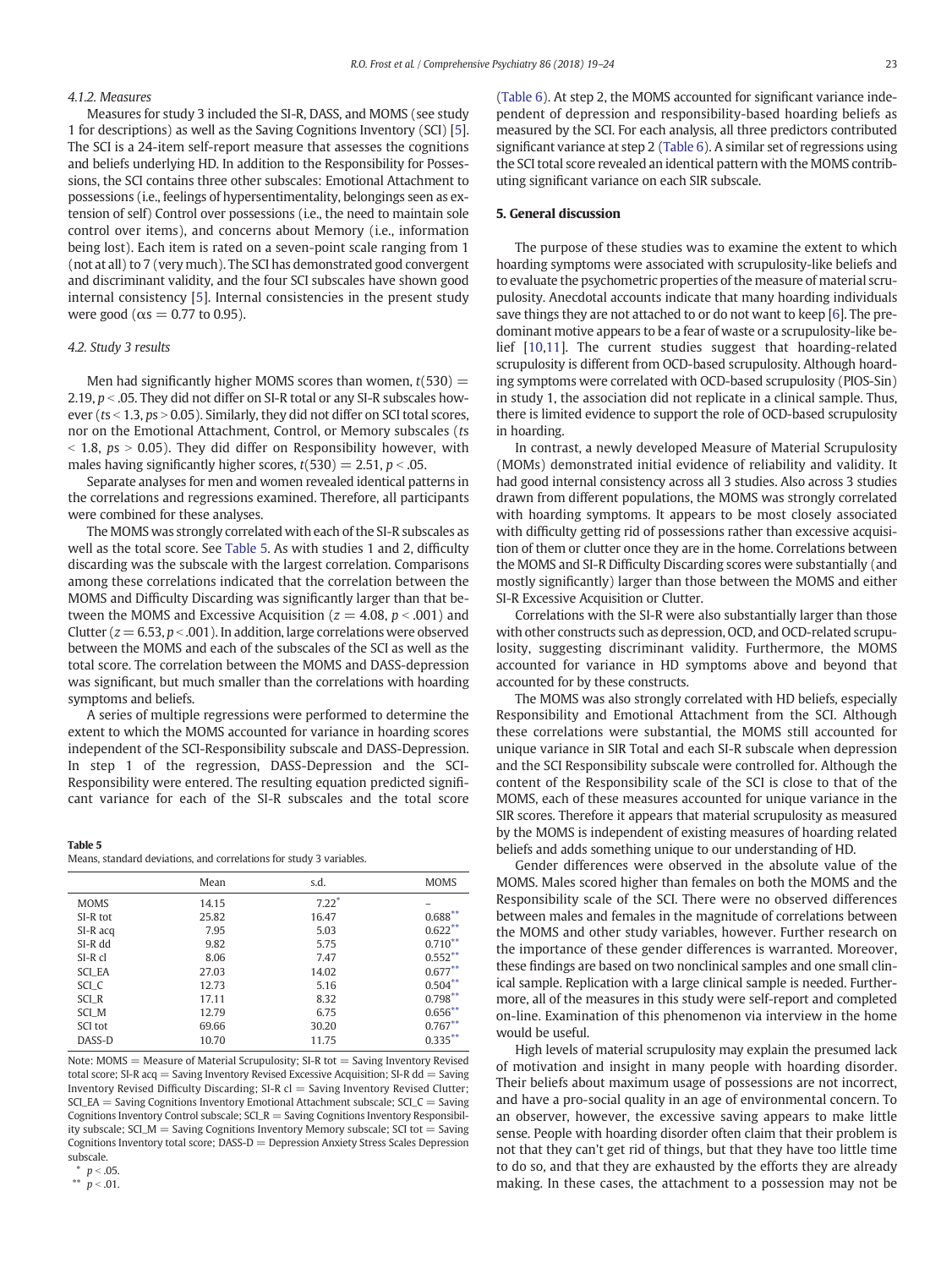#### 4.1.2. Measures

Measures for study 3 included the SI-R, DASS, and MOMS (see study 1 for descriptions) as well as the Saving Cognitions Inventory (SCI) [5]. The SCI is a 24-item self-report measure that assesses the cognitions and beliefs underlying HD. In addition to the Responsibility for Possessions, the SCI contains three other subscales: Emotional Attachment to possessions (i.e., feelings of hypersentimentality, belongings seen as extension of self) Control over possessions (i.e., the need to maintain sole control over items), and concerns about Memory (i.e., information being lost). Each item is rated on a seven-point scale ranging from 1 (not at all) to 7 (very much). The SCI has demonstrated good convergent and discriminant validity, and the four SCI subscales have shown good internal consistency [5]. Internal consistencies in the present study were good ($\alpha s = 0.77$ to 0.95).

### 4.2. Study 3 results

Men had significantly higher MOMS scores than women, $t(530) = 2.19$, $p < .05$. They did not differ on SI-R total or any SI-R subscales however ($ts < 1.3$, $ps > 0.05$). Similarly, they did not differ on SCI total scores, nor on the Emotional Attachment, Control, or Memory subscales ($ts < 1.8$, $ps > 0.05$). They did differ on Responsibility however, with males having significantly higher scores, $t(530) = 2.51$, $p < .05$.

Separate analyses for men and women revealed identical patterns in the correlations and regressions examined. Therefore, all participants were combined for these analyses.

The MOMS was strongly correlated with each of the SI-R subscales as well as the total score. See Table 5. As with studies 1 and 2, difficulty discarding was the subscale with the largest correlation. Comparisons among these correlations indicated that the correlation between the MOMS and Difficulty Discarding was significantly larger than that between the MOMS and Excessive Acquisition ($z = 4.08$, $p < .001$) and Clutter ($z = 6.53$, $p < .001$). In addition, large correlations were observed between the MOMS and each of the subscales of the SCI as well as the total score. The correlation between the MOMS and DASS-depression was significant, but much smaller than the correlations with hoarding symptoms and beliefs.

A series of multiple regressions were performed to determine the extent to which the MOMS accounted for variance in hoarding scores independent of the SCI-Responsibility subscale and DASS-Depression. In step 1 of the regression, DASS-Depression and the SCI-Responsibility were entered. The resulting equation predicted significant variance for each of the SI-R subscales and the total score (Table 6). At step 2, the MOMS accounted for significant variance independent of depression and responsibility-based hoarding beliefs as measured by the SCI. For each analysis, all three predictors contributed significant variance at step 2 (Table 6). A similar set of regressions using the SCI total score revealed an identical pattern with the MOMS contributing significant variance on each SIR subscale.

**Table 5**
Means, standard deviations, and correlations for study 3 variables.

| | Mean | s.d. | MOMS |
|---|---|---|---|
| MOMS | 14.15 | 7.22* | – |
| SI-R tot | 25.82 | 16.47 | 0.688** |
| SI-R acq | 7.95 | 5.03 | 0.622** |
| SI-R dd | 9.82 | 5.75 | 0.710** |
| SI-R cl | 8.06 | 7.47 | 0.552** |
| SCI_EA | 27.03 | 14.02 | 0.677** |
| SCI_C | 12.73 | 5.16 | 0.504** |
| SCI_R | 17.11 | 8.32 | 0.798** |
| SCI_M | 12.79 | 6.75 | 0.656** |
| SCI tot | 69.66 | 30.20 | 0.767** |
| DASS-D | 10.70 | 11.75 | 0.335** |

Note: MOMS = Measure of Material Scrupulosity; SI-R tot = Saving Inventory Revised total score; SI-R acq = Saving Inventory Revised Excessive Acquisition; SI-R dd = Saving Inventory Revised Difficulty Discarding; SI-R cl = Saving Inventory Revised Clutter; SCI_EA = Saving Cognitions Inventory Emotional Attachment subscale; SCI_C = Saving Cognitions Inventory Control subscale; SCI_R = Saving Cognitions Inventory Responsibility subscale; SCI_M = Saving Cognitions Inventory Memory subscale; SCI tot = Saving Cognitions Inventory total score; DASS-D = Depression Anxiety Stress Scales Depression subscale.

\* $p < .05$.
\*\* $p < .01$.

## 5. General discussion

The purpose of these studies was to examine the extent to which hoarding symptoms were associated with scrupulosity-like beliefs and to evaluate the psychometric properties of the measure of material scrupulosity. Anecdotal accounts indicate that many hoarding individuals save things they are not attached to or do not want to keep [6]. The predominant motive appears to be a fear of waste or a scrupulosity-like belief [10,11]. The current studies suggest that hoarding-related scrupulosity is different from OCD-based scrupulosity. Although hoarding symptoms were correlated with OCD-based scrupulosity (PIOS-Sin) in study 1, the association did not replicate in a clinical sample. Thus, there is limited evidence to support the role of OCD-based scrupulosity in hoarding.

In contrast, a newly developed Measure of Material Scrupulosity (MOMs) demonstrated initial evidence of reliability and validity. It had good internal consistency across all 3 studies. Also across 3 studies drawn from different populations, the MOMS was strongly correlated with hoarding symptoms. It appears to be most closely associated with difficulty getting rid of possessions rather than excessive acquisition of them or clutter once they are in the home. Correlations between the MOMS and SI-R Difficulty Discarding scores were substantially (and mostly significantly) larger than those between the MOMS and either SI-R Excessive Acquisition or Clutter.

Correlations with the SI-R were also substantially larger than those with other constructs such as depression, OCD, and OCD-related scrupulosity, suggesting discriminant validity. Furthermore, the MOMS accounted for variance in HD symptoms above and beyond that accounted for by these constructs.

The MOMS was also strongly correlated with HD beliefs, especially Responsibility and Emotional Attachment from the SCI. Although these correlations were substantial, the MOMS still accounted for unique variance in SIR Total and each SI-R subscale when depression and the SCI Responsibility subscale were controlled for. Although the content of the Responsibility scale of the SCI is close to that of the MOMS, each of these measures accounted for unique variance in the SIR scores. Therefore it appears that material scrupulosity as measured by the MOMS is independent of existing measures of hoarding related beliefs and adds something unique to our understanding of HD.

Gender differences were observed in the absolute value of the MOMS. Males scored higher than females on both the MOMS and the Responsibility scale of the SCI. There were no observed differences between males and females in the magnitude of correlations between the MOMS and other study variables, however. Further research on the importance of these gender differences is warranted. Moreover, these findings are based on two nonclinical samples and one small clinical sample. Replication with a large clinical sample is needed. Furthermore, all of the measures in this study were self-report and completed on-line. Examination of this phenomenon via interview in the home would be useful.

High levels of material scrupulosity may explain the presumed lack of motivation and insight in many people with hoarding disorder. Their beliefs about maximum usage of possessions are not incorrect, and have a pro-social quality in an age of environmental concern. To an observer, however, the excessive saving appears to make little sense. People with hoarding disorder often claim that their problem is not that they can't get rid of things, but that they have too little time to do so, and that they are exhausted by the efforts they are already making. In these cases, the attachment to a possession may not be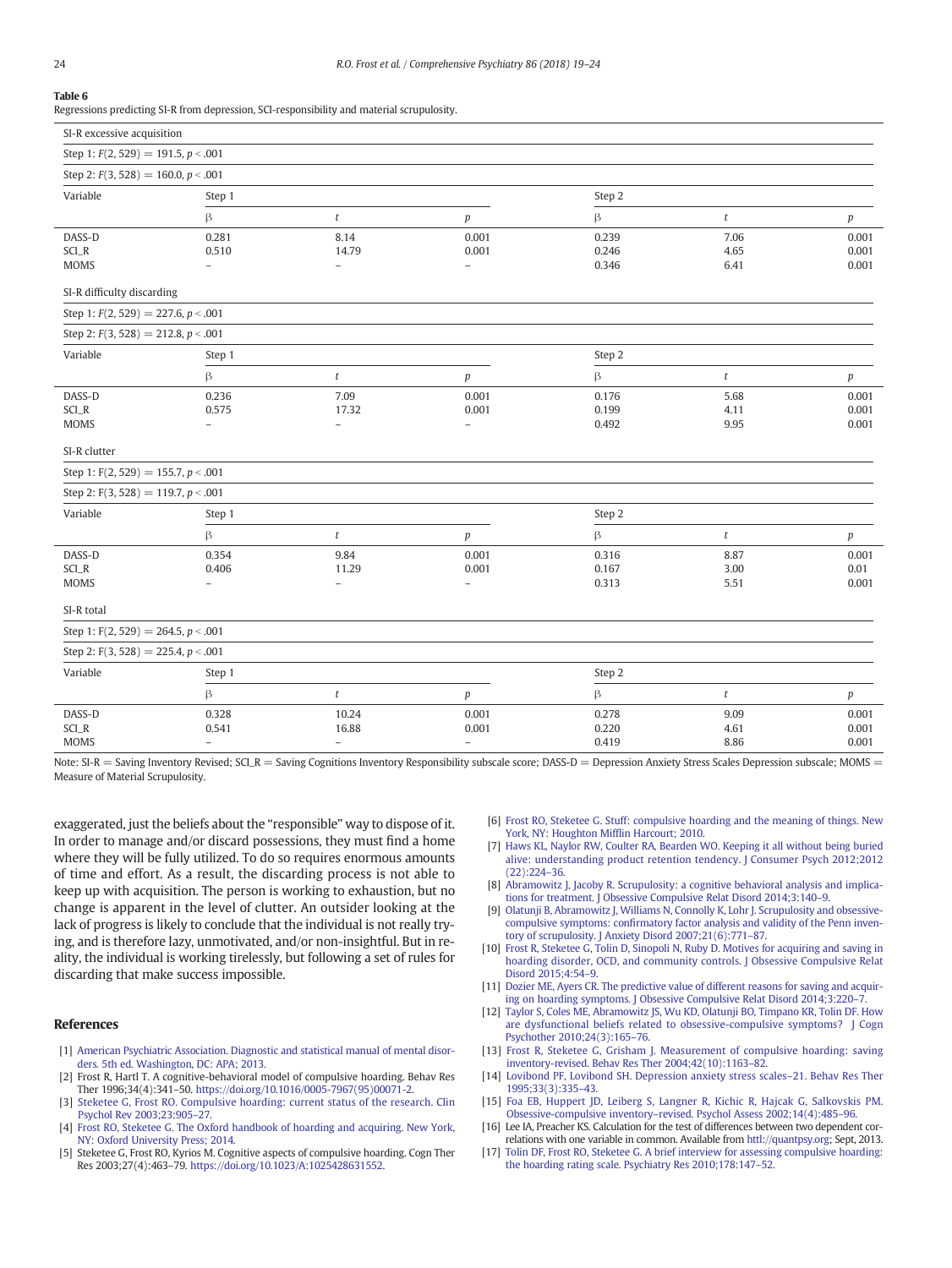**Table 6**
Regressions predicting SI-R from depression, SCI-responsibility and material scrupulosity.

| SI-R excessive acquisition | | | | | | |
|---|---|---|---|---|---|---|
| Step 1: $F(2, 529) = 191.5$, $p < .001$ | | | | | | |
| Step 2: $F(3, 528) = 160.0$, $p < .001$ | | | | | | |
| Variable | Step 1 | | | Step 2 | | |
| | β | $t$ | $p$ | β | $t$ | $p$ |
| DASS-D | 0.281 | 8.14 | 0.001 | 0.239 | 7.06 | 0.001 |
| SCI_R | 0.510 | 14.79 | 0.001 | 0.246 | 4.65 | 0.001 |
| MOMS | – | – | – | 0.346 | 6.41 | 0.001 |
| **SI-R difficulty discarding** | | | | | | |
| Step 1: $F(2, 529) = 227.6$, $p < .001$ | | | | | | |
| Step 2: $F(3, 528) = 212.8$, $p < .001$ | | | | | | |
| Variable | Step 1 | | | Step 2 | | |
| | β | $t$ | $p$ | β | $t$ | $p$ |
| DASS-D | 0.236 | 7.09 | 0.001 | 0.176 | 5.68 | 0.001 |
| SCI_R | 0.575 | 17.32 | 0.001 | 0.199 | 4.11 | 0.001 |
| MOMS | – | – | – | 0.492 | 9.95 | 0.001 |
| **SI-R clutter** | | | | | | |
| Step 1: $F(2, 529) = 155.7$, $p < .001$ | | | | | | |
| Step 2: $F(3, 528) = 119.7$, $p < .001$ | | | | | | |
| Variable | Step 1 | | | Step 2 | | |
| | β | $t$ | $p$ | β | $t$ | $p$ |
| DASS-D | 0.354 | 9.84 | 0.001 | 0.316 | 8.87 | 0.001 |
| SCI_R | 0.406 | 11.29 | 0.001 | 0.167 | 3.00 | 0.01 |
| MOMS | – | – | – | 0.313 | 5.51 | 0.001 |
| **SI-R total** | | | | | | |
| Step 1: $F(2, 529) = 264.5$, $p < .001$ | | | | | | |
| Step 2: $F(3, 528) = 225.4$, $p < .001$ | | | | | | |
| Variable | Step 1 | | | Step 2 | | |
| | β | $t$ | $p$ | β | $t$ | $p$ |
| DASS-D | 0.328 | 10.24 | 0.001 | 0.278 | 9.09 | 0.001 |
| SCI_R | 0.541 | 16.88 | 0.001 | 0.220 | 4.61 | 0.001 |
| MOMS | – | – | – | 0.419 | 8.86 | 0.001 |

Note: SI-R = Saving Inventory Revised; SCI_R = Saving Cognitions Inventory Responsibility subscale score; DASS-D = Depression Anxiety Stress Scales Depression subscale; MOMS = Measure of Material Scrupulosity.

exaggerated, just the beliefs about the "responsible" way to dispose of it. In order to manage and/or discard possessions, they must find a home where they will be fully utilized. To do so requires enormous amounts of time and effort. As a result, the discarding process is not able to keep up with acquisition. The person is working to exhaustion, but no change is apparent in the level of clutter. An outsider looking at the lack of progress is likely to conclude that the individual is not really trying, and is therefore lazy, unmotivated, and/or non-insightful. But in reality, the individual is working tirelessly, but following a set of rules for discarding that make success impossible.

## References

[1] American Psychiatric Association. Diagnostic and statistical manual of mental disorders. 5th ed. Washington, DC: APA; 2013.
[2] Frost RO, Hartl T. A cognitive-behavioral model of compulsive hoarding. Behav Res Ther 1996;34(4):341–50. https://doi.org/10.1016/0005-7967(95)00071-2.
[3] Steketee G, Frost RO. Compulsive hoarding: current status of the research. Clin Psychol Rev 2003;23:905–27.
[4] Frost RO, Steketee G. The Oxford handbook of hoarding and acquiring. New York, NY: Oxford University Press; 2014.
[5] Steketee G, Frost RO, Kyrios M. Cognitive aspects of compulsive hoarding. Cogn Ther Res 2003;27(4):463–79. https://doi.org/10.1023/A:1025428631552.
[6] Frost RO, Steketee G. Stuff: compulsive hoarding and the meaning of things. New York, NY: Houghton Mifflin Harcourt; 2010.
[7] Haws KL, Naylor RW, Coulter RA, Bearden WO. Keeping it all without being buried alive: understanding product retention tendency. J Consumer Psych 2012;2012(22):224–36.
[8] Abramowitz J, Jacoby R. Scrupulosity: a cognitive behavioral analysis and implications for treatment. J Obsessive Compulsive Relat Disord 2014;3:140–9.
[9] Olatunji B, Abramowitz J, Williams N, Connolly K, Lohr J. Scrupulosity and obsessive-compulsive symptoms: confirmatory factor analysis and validity of the Penn inventory of scrupulosity. J Anxiety Disord 2007;21(6):771–87.
[10] Frost R, Steketee G, Tolin D, Sinopoli N, Ruby D. Motives for acquiring and saving in hoarding disorder, OCD, and community controls. J Obsessive Compulsive Relat Disord 2015;4:54–9.
[11] Dozier ME, Ayers CR. The predictive value of different reasons for saving and acquiring on hoarding symptoms. J Obsessive Compulsive Relat Disord 2014;3:220–7.
[12] Taylor S, Coles ME, Abramowitz JS, Wu KD, Olatunji BO, Timpano KR, Tolin DF. How are dysfunctional beliefs related to obsessive-compulsive symptoms? J Cogn Psychother 2010;24(3):165–76.
[13] Frost R, Steketee G, Grisham J. Measurement of compulsive hoarding: saving inventory-revised. Behav Res Ther 2004;42(10):1163–82.
[14] Lovibond PF, Lovibond SH. Depression anxiety stress scales–21. Behav Res Ther 1995;33(3):335–43.
[15] Foa EB, Huppert JD, Leiberg S, Langner R, Kichic R, Hajcak G, Salkovskis PM. Obsessive-compulsive inventory–revised. Psychol Assess 2002;14(4):485–96.
[16] Lee IA, Preacher KS. Calculation for the test of differences between two dependent correlations with one variable in common. Available from httl://quantpsy.org; Sept, 2013.
[17] Tolin DF, Frost RO, Steketee G. A brief interview for assessing compulsive hoarding: the hoarding rating scale. Psychiatry Res 2010;178:147–52.